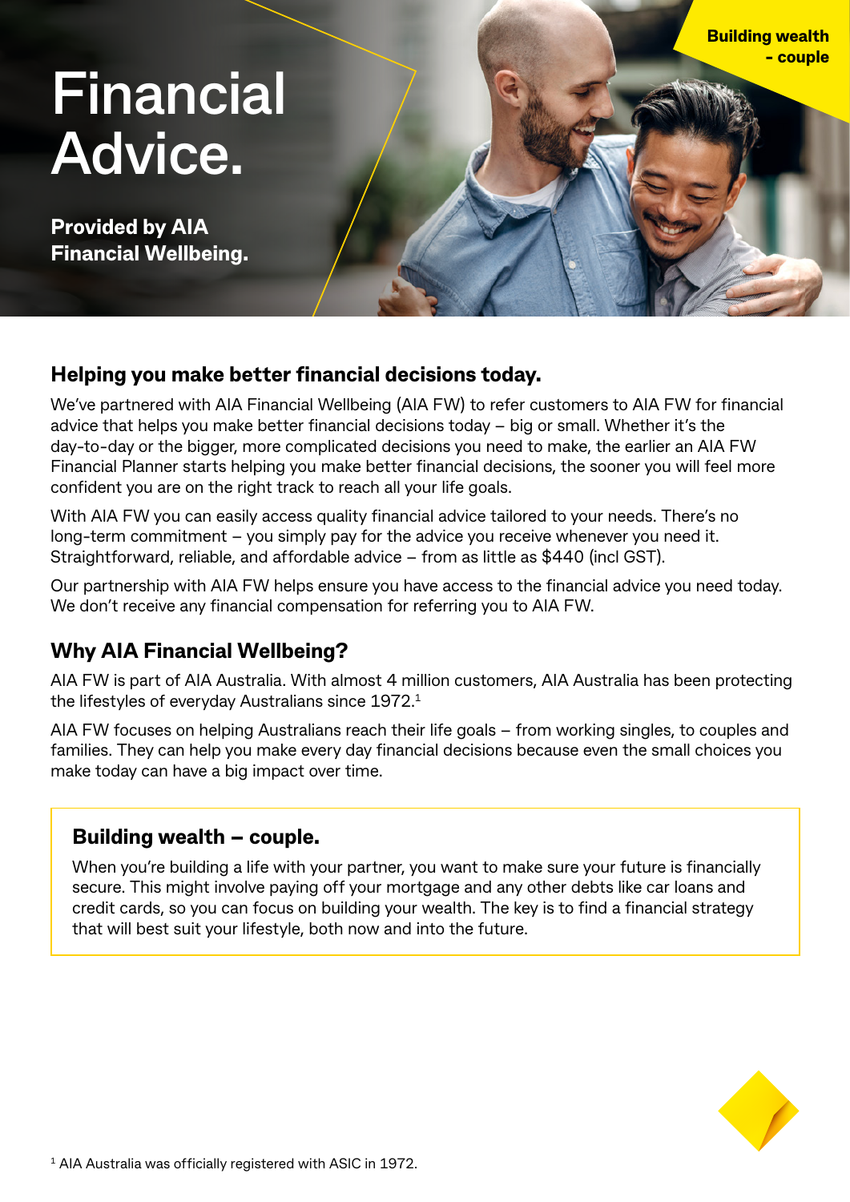Building wealth - couple

# Financial Advice.

**Provided by AIA Financial Wellbeing.**

## Helping you make better financial decisions today.

We've partnered with AIA Financial Wellbeing (AIA FW) to refer customers to AIA FW for financial advice that helps you make better financial decisions today – big or small. Whether it's the day-to-day or the bigger, more complicated decisions you need to make, the earlier an AIA FW Financial Planner starts helping you make better financial decisions, the sooner you will feel more confident you are on the right track to reach all your life goals.

With AIA FW you can easily access quality financial advice tailored to your needs. There's no long-term commitment – you simply pay for the advice you receive whenever you need it. Straightforward, reliable, and affordable advice – from as little as $440 (incl GST).

Our partnership with AIA FW helps ensure you have access to the financial advice you need today. We don't receive any financial compensation for referring you to AIA FW.

## Why AIA Financial Wellbeing?

AIA FW is part of AIA Australia. With almost 4 million customers, AIA Australia has been protecting the lifestyles of everyday Australians since 1972.[1]

AIA FW focuses on helping Australians reach their life goals – from working singles, to couples and families. They can help you make every day financial decisions because even the small choices you make today can have a big impact over time.

### Building wealth – couple.

When you're building a life with your partner, you want to make sure your future is financially secure. This might involve paying off your mortgage and any other debts like car loans and credit cards, so you can focus on building your wealth. The key is to find a financial strategy that will best suit your lifestyle, both now and into the future.

[1] AIA Australia was officially registered with ASIC in 1972.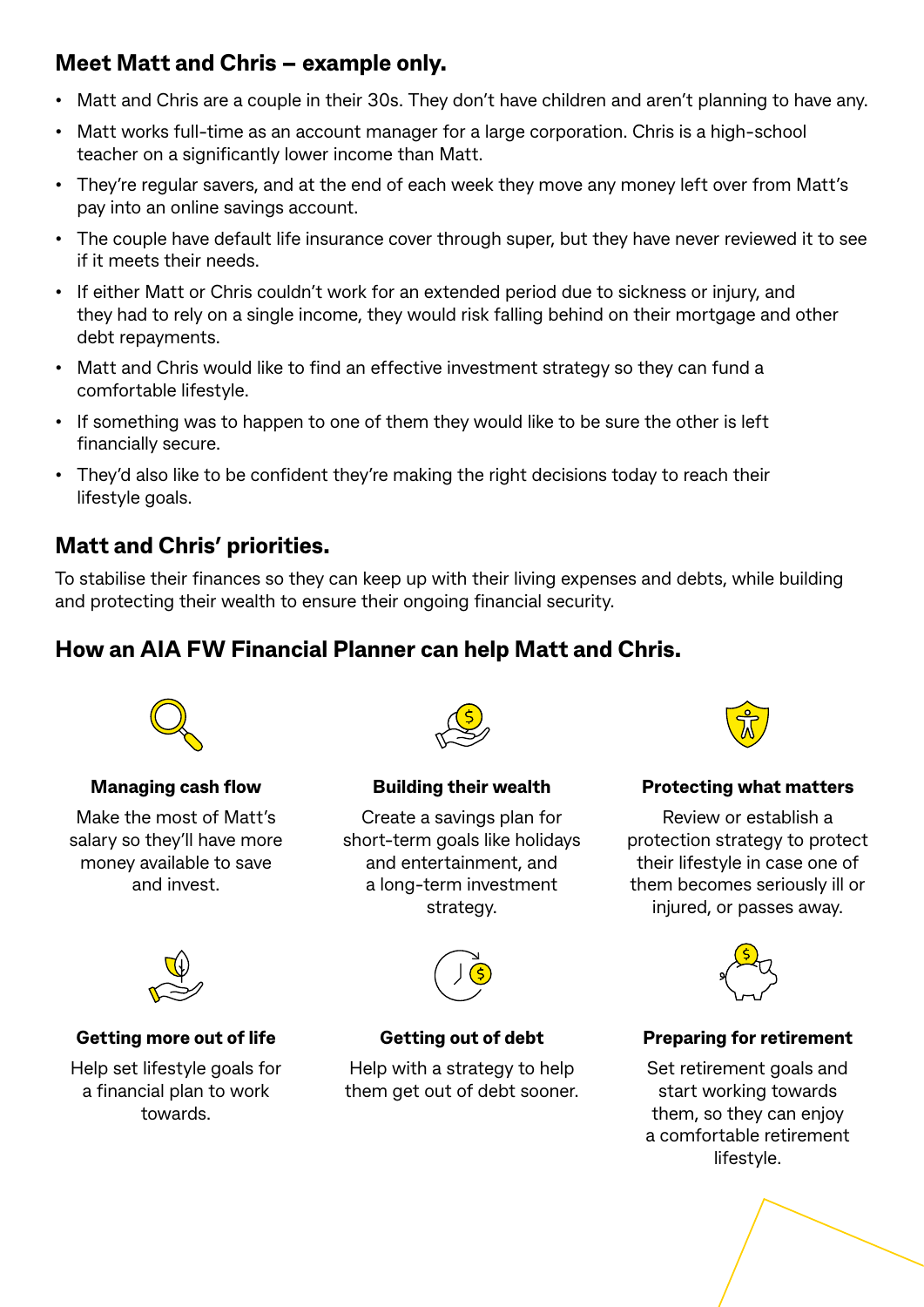## Meet Matt and Chris – example only.

- Matt and Chris are a couple in their 30s. They don't have children and aren't planning to have any.
- Matt works full-time as an account manager for a large corporation. Chris is a high-school teacher on a significantly lower income than Matt.
- They're regular savers, and at the end of each week they move any money left over from Matt's pay into an online savings account.
- The couple have default life insurance cover through super, but they have never reviewed it to see if it meets their needs.
- If either Matt or Chris couldn't work for an extended period due to sickness or injury, and they had to rely on a single income, they would risk falling behind on their mortgage and other debt repayments.
- Matt and Chris would like to find an effective investment strategy so they can fund a comfortable lifestyle.
- If something was to happen to one of them they would like to be sure the other is left financially secure.
- They'd also like to be confident they're making the right decisions today to reach their lifestyle goals.

## Matt and Chris' priorities.

To stabilise their finances so they can keep up with their living expenses and debts, while building and protecting their wealth to ensure their ongoing financial security.

## How an AIA FW Financial Planner can help Matt and Chris.

**Managing cash flow**

Make the most of Matt's salary so they'll have more money available to save and invest.

**Building their wealth**

Create a savings plan for short-term goals like holidays and entertainment, and a long-term investment strategy.

**Protecting what matters**

Review or establish a protection strategy to protect their lifestyle in case one of them becomes seriously ill or injured, or passes away.

**Getting more out of life**

Help set lifestyle goals for a financial plan to work towards.

**Getting out of debt**

Help with a strategy to help them get out of debt sooner.

**Preparing for retirement**

Set retirement goals and start working towards them, so they can enjoy a comfortable retirement lifestyle.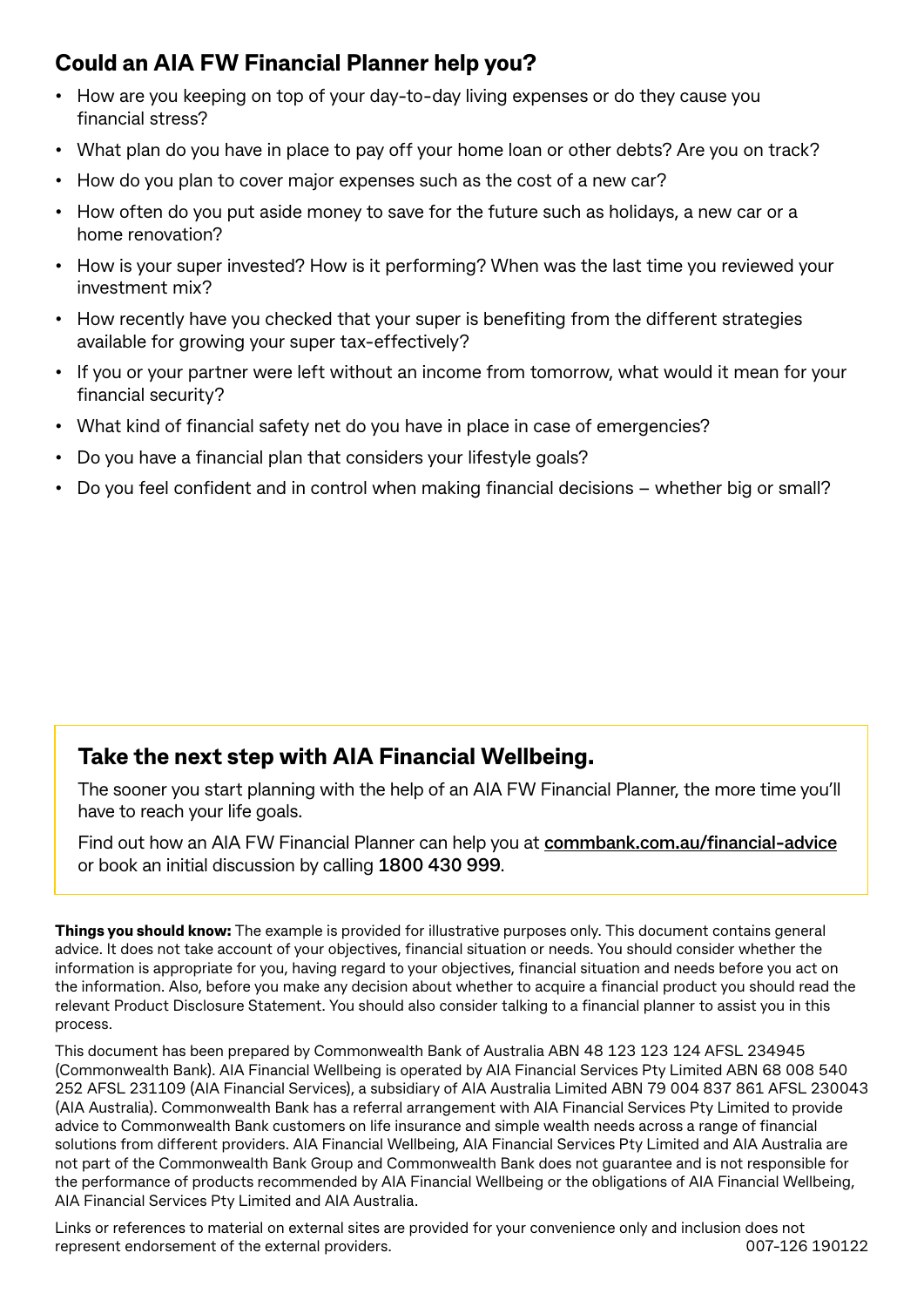## Could an AIA FW Financial Planner help you?

- How are you keeping on top of your day-to-day living expenses or do they cause you financial stress?
- What plan do you have in place to pay off your home loan or other debts? Are you on track?
- How do you plan to cover major expenses such as the cost of a new car?
- How often do you put aside money to save for the future such as holidays, a new car or a home renovation?
- How is your super invested? How is it performing? When was the last time you reviewed your investment mix?
- How recently have you checked that your super is benefiting from the different strategies available for growing your super tax-effectively?
- If you or your partner were left without an income from tomorrow, what would it mean for your financial security?
- What kind of financial safety net do you have in place in case of emergencies?
- Do you have a financial plan that considers your lifestyle goals?
- Do you feel confident and in control when making financial decisions – whether big or small?

### Take the next step with AIA Financial Wellbeing.

The sooner you start planning with the help of an AIA FW Financial Planner, the more time you'll have to reach your life goals.

Find out how an AIA FW Financial Planner can help you at **commbank.com.au/financial-advice** or book an initial discussion by calling **1800 430 999**.

**Things you should know:** The example is provided for illustrative purposes only. This document contains general advice. It does not take account of your objectives, financial situation or needs. You should consider whether the information is appropriate for you, having regard to your objectives, financial situation and needs before you act on the information. Also, before you make any decision about whether to acquire a financial product you should read the relevant Product Disclosure Statement. You should also consider talking to a financial planner to assist you in this process.

This document has been prepared by Commonwealth Bank of Australia ABN 48 123 123 124 AFSL 234945 (Commonwealth Bank). AIA Financial Wellbeing is operated by AIA Financial Services Pty Limited ABN 68 008 540 252 AFSL 231109 (AIA Financial Services), a subsidiary of AIA Australia Limited ABN 79 004 837 861 AFSL 230043 (AIA Australia). Commonwealth Bank has a referral arrangement with AIA Financial Services Pty Limited to provide advice to Commonwealth Bank customers on life insurance and simple wealth needs across a range of financial solutions from different providers. AIA Financial Wellbeing, AIA Financial Services Pty Limited and AIA Australia are not part of the Commonwealth Bank Group and Commonwealth Bank does not guarantee and is not responsible for the performance of products recommended by AIA Financial Wellbeing or the obligations of AIA Financial Wellbeing, AIA Financial Services Pty Limited and AIA Australia.

Links or references to material on external sites are provided for your convenience only and inclusion does not represent endorsement of the external providers.

007-126 190122